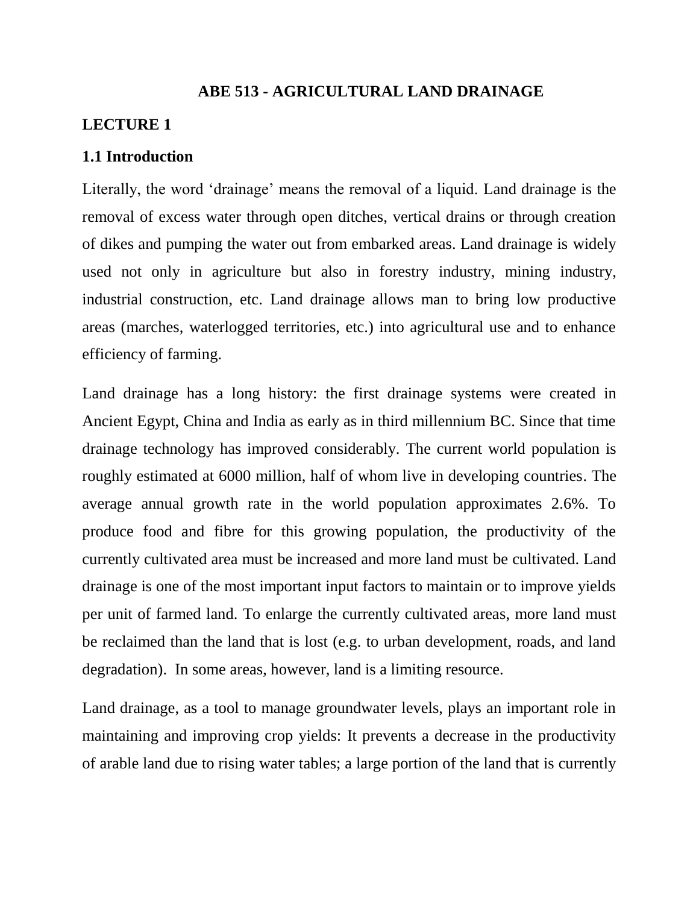# ABE 513 - AGRICULTURAL LAND DRAINAGE

## LECTURE 1

### 1.1 Introduction

Literally, the word 'drainage' means the removal of a liquid. Land drainage is the removal of excess water through open ditches, vertical drains or through creation of dikes and pumping the water out from embarked areas. Land drainage is widely used not only in agriculture but also in forestry industry, mining industry, industrial construction, etc. Land drainage allows man to bring low productive areas (marches, waterlogged territories, etc.) into agricultural use and to enhance efficiency of farming.

Land drainage has a long history: the first drainage systems were created in Ancient Egypt, China and India as early as in third millennium BC. Since that time drainage technology has improved considerably. The current world population is roughly estimated at 6000 million, half of whom live in developing countries. The average annual growth rate in the world population approximates 2.6%. To produce food and fibre for this growing population, the productivity of the currently cultivated area must be increased and more land must be cultivated. Land drainage is one of the most important input factors to maintain or to improve yields per unit of farmed land. To enlarge the currently cultivated areas, more land must be reclaimed than the land that is lost (e.g. to urban development, roads, and land degradation). In some areas, however, land is a limiting resource.

Land drainage, as a tool to manage groundwater levels, plays an important role in maintaining and improving crop yields: It prevents a decrease in the productivity of arable land due to rising water tables; a large portion of the land that is currently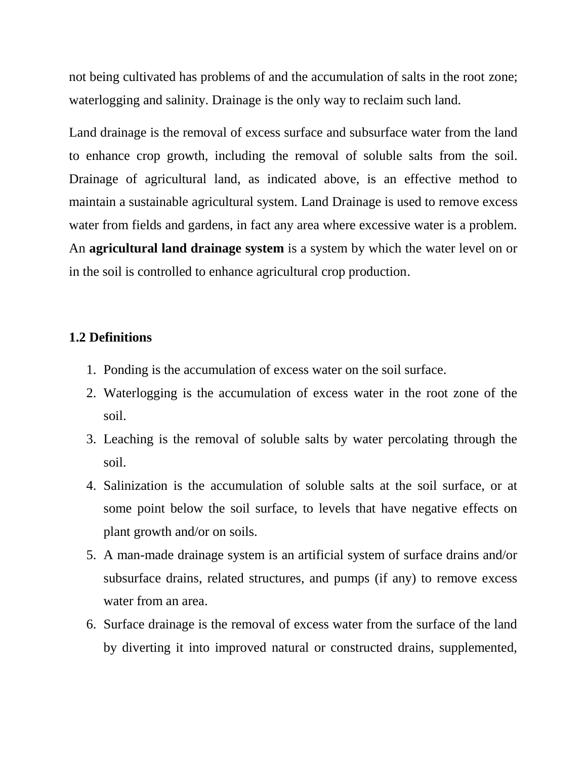not being cultivated has problems of and the accumulation of salts in the root zone; waterlogging and salinity. Drainage is the only way to reclaim such land.

Land drainage is the removal of excess surface and subsurface water from the land to enhance crop growth, including the removal of soluble salts from the soil. Drainage of agricultural land, as indicated above, is an effective method to maintain a sustainable agricultural system. Land Drainage is used to remove excess water from fields and gardens, in fact any area where excessive water is a problem. An **agricultural land drainage system** is a system by which the water level on or in the soil is controlled to enhance agricultural crop production.

**1.2 Definitions**

1. Ponding is the accumulation of excess water on the soil surface.
2. Waterlogging is the accumulation of excess water in the root zone of the soil.
3. Leaching is the removal of soluble salts by water percolating through the soil.
4. Salinization is the accumulation of soluble salts at the soil surface, or at some point below the soil surface, to levels that have negative effects on plant growth and/or on soils.
5. A man-made drainage system is an artificial system of surface drains and/or subsurface drains, related structures, and pumps (if any) to remove excess water from an area.
6. Surface drainage is the removal of excess water from the surface of the land by diverting it into improved natural or constructed drains, supplemented,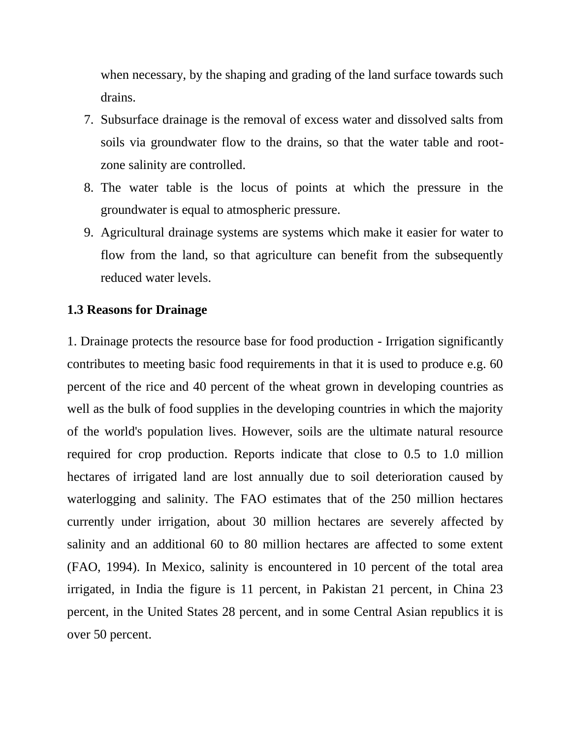when necessary, by the shaping and grading of the land surface towards such drains.

7. Subsurface drainage is the removal of excess water and dissolved salts from soils via groundwater flow to the drains, so that the water table and root-zone salinity are controlled.
8. The water table is the locus of points at which the pressure in the groundwater is equal to atmospheric pressure.
9. Agricultural drainage systems are systems which make it easier for water to flow from the land, so that agriculture can benefit from the subsequently reduced water levels.

### 1.3 Reasons for Drainage

1. Drainage protects the resource base for food production - Irrigation significantly contributes to meeting basic food requirements in that it is used to produce e.g. 60 percent of the rice and 40 percent of the wheat grown in developing countries as well as the bulk of food supplies in the developing countries in which the majority of the world's population lives. However, soils are the ultimate natural resource required for crop production. Reports indicate that close to 0.5 to 1.0 million hectares of irrigated land are lost annually due to soil deterioration caused by waterlogging and salinity. The FAO estimates that of the 250 million hectares currently under irrigation, about 30 million hectares are severely affected by salinity and an additional 60 to 80 million hectares are affected to some extent (FAO, 1994). In Mexico, salinity is encountered in 10 percent of the total area irrigated, in India the figure is 11 percent, in Pakistan 21 percent, in China 23 percent, in the United States 28 percent, and in some Central Asian republics it is over 50 percent.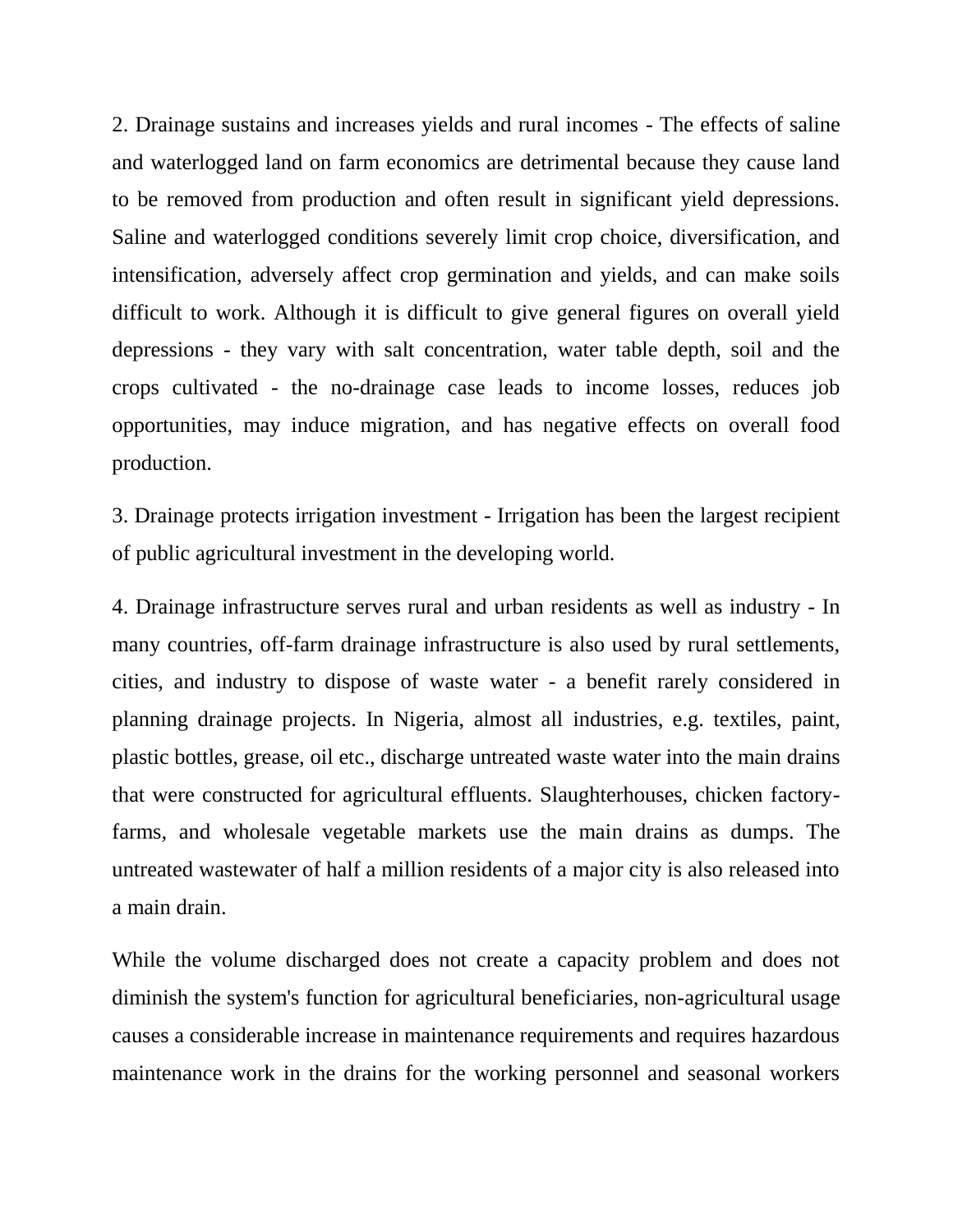2. Drainage sustains and increases yields and rural incomes - The effects of saline and waterlogged land on farm economics are detrimental because they cause land to be removed from production and often result in significant yield depressions. Saline and waterlogged conditions severely limit crop choice, diversification, and intensification, adversely affect crop germination and yields, and can make soils difficult to work. Although it is difficult to give general figures on overall yield depressions - they vary with salt concentration, water table depth, soil and the crops cultivated - the no-drainage case leads to income losses, reduces job opportunities, may induce migration, and has negative effects on overall food production.

3. Drainage protects irrigation investment - Irrigation has been the largest recipient of public agricultural investment in the developing world.

4. Drainage infrastructure serves rural and urban residents as well as industry - In many countries, off-farm drainage infrastructure is also used by rural settlements, cities, and industry to dispose of waste water - a benefit rarely considered in planning drainage projects. In Nigeria, almost all industries, e.g. textiles, paint, plastic bottles, grease, oil etc., discharge untreated waste water into the main drains that were constructed for agricultural effluents. Slaughterhouses, chicken factory-farms, and wholesale vegetable markets use the main drains as dumps. The untreated wastewater of half a million residents of a major city is also released into a main drain.

While the volume discharged does not create a capacity problem and does not diminish the system's function for agricultural beneficiaries, non-agricultural usage causes a considerable increase in maintenance requirements and requires hazardous maintenance work in the drains for the working personnel and seasonal workers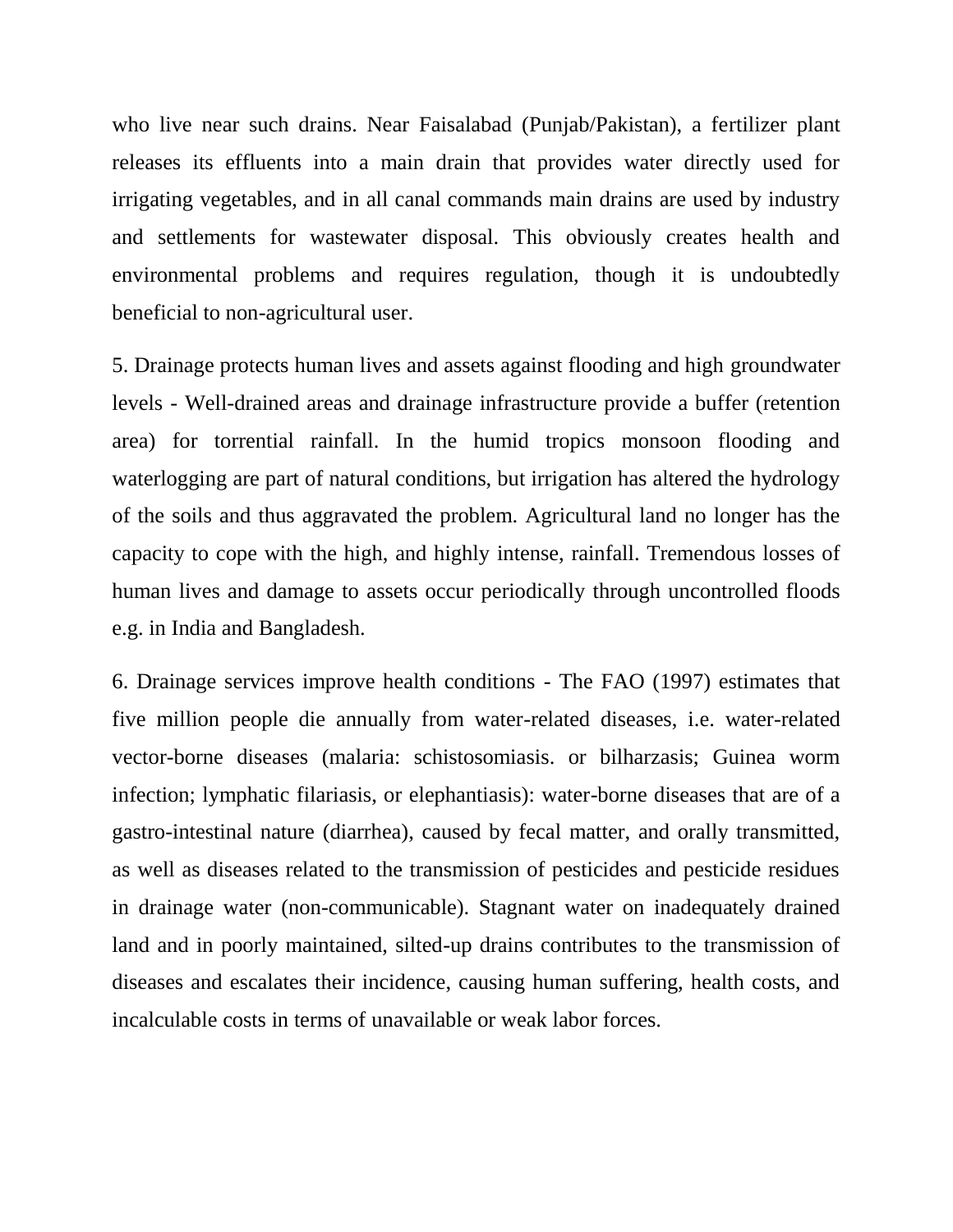who live near such drains. Near Faisalabad (Punjab/Pakistan), a fertilizer plant releases its effluents into a main drain that provides water directly used for irrigating vegetables, and in all canal commands main drains are used by industry and settlements for wastewater disposal. This obviously creates health and environmental problems and requires regulation, though it is undoubtedly beneficial to non-agricultural user.

5. Drainage protects human lives and assets against flooding and high groundwater levels - Well-drained areas and drainage infrastructure provide a buffer (retention area) for torrential rainfall. In the humid tropics monsoon flooding and waterlogging are part of natural conditions, but irrigation has altered the hydrology of the soils and thus aggravated the problem. Agricultural land no longer has the capacity to cope with the high, and highly intense, rainfall. Tremendous losses of human lives and damage to assets occur periodically through uncontrolled floods e.g. in India and Bangladesh.

6. Drainage services improve health conditions - The FAO (1997) estimates that five million people die annually from water-related diseases, i.e. water-related vector-borne diseases (malaria: schistosomiasis. or bilharzasis; Guinea worm infection; lymphatic filariasis, or elephantiasis): water-borne diseases that are of a gastro-intestinal nature (diarrhea), caused by fecal matter, and orally transmitted, as well as diseases related to the transmission of pesticides and pesticide residues in drainage water (non-communicable). Stagnant water on inadequately drained land and in poorly maintained, silted-up drains contributes to the transmission of diseases and escalates their incidence, causing human suffering, health costs, and incalculable costs in terms of unavailable or weak labor forces.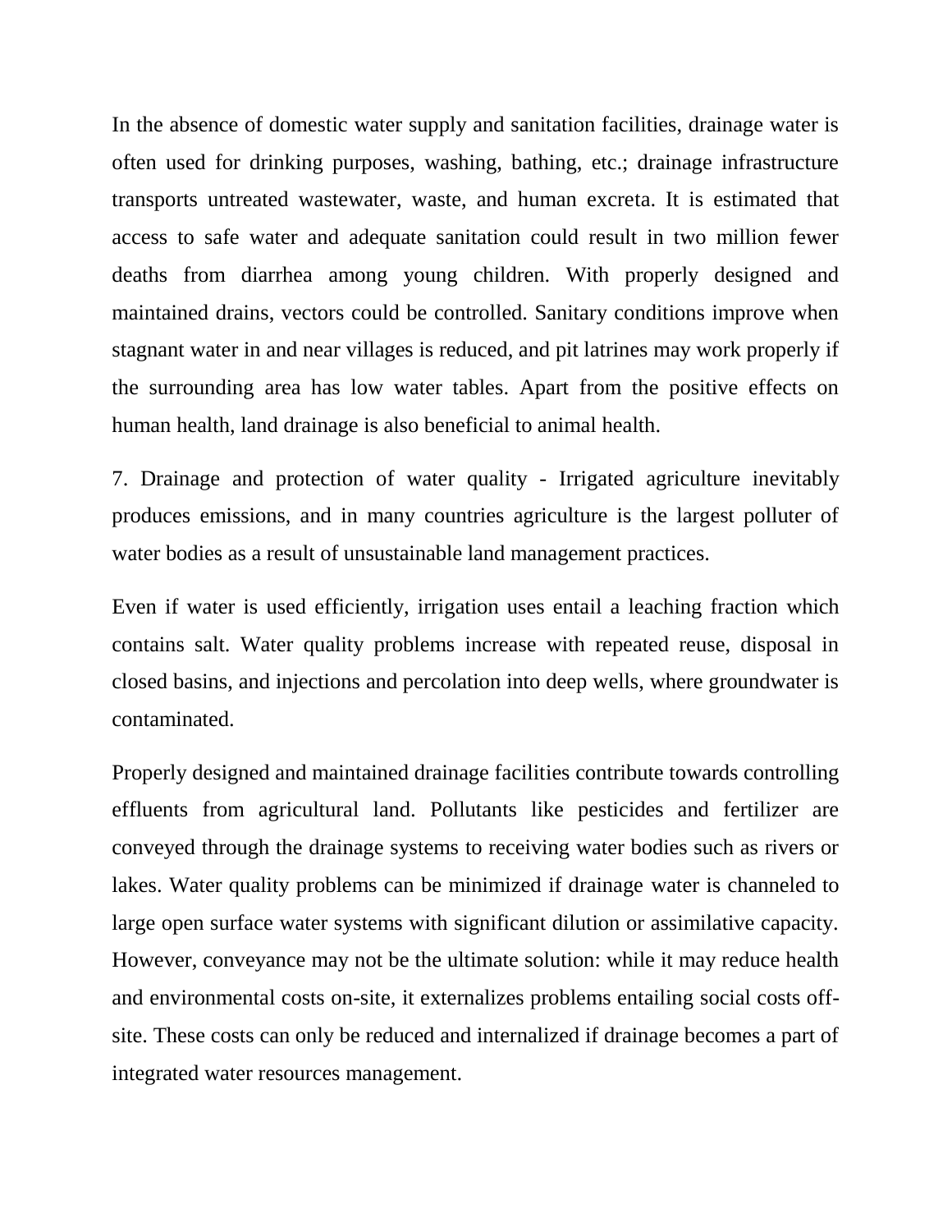In the absence of domestic water supply and sanitation facilities, drainage water is often used for drinking purposes, washing, bathing, etc.; drainage infrastructure transports untreated wastewater, waste, and human excreta. It is estimated that access to safe water and adequate sanitation could result in two million fewer deaths from diarrhea among young children. With properly designed and maintained drains, vectors could be controlled. Sanitary conditions improve when stagnant water in and near villages is reduced, and pit latrines may work properly if the surrounding area has low water tables. Apart from the positive effects on human health, land drainage is also beneficial to animal health.

7. Drainage and protection of water quality - Irrigated agriculture inevitably produces emissions, and in many countries agriculture is the largest polluter of water bodies as a result of unsustainable land management practices.

Even if water is used efficiently, irrigation uses entail a leaching fraction which contains salt. Water quality problems increase with repeated reuse, disposal in closed basins, and injections and percolation into deep wells, where groundwater is contaminated.

Properly designed and maintained drainage facilities contribute towards controlling effluents from agricultural land. Pollutants like pesticides and fertilizer are conveyed through the drainage systems to receiving water bodies such as rivers or lakes. Water quality problems can be minimized if drainage water is channeled to large open surface water systems with significant dilution or assimilative capacity. However, conveyance may not be the ultimate solution: while it may reduce health and environmental costs on-site, it externalizes problems entailing social costs off-site. These costs can only be reduced and internalized if drainage becomes a part of integrated water resources management.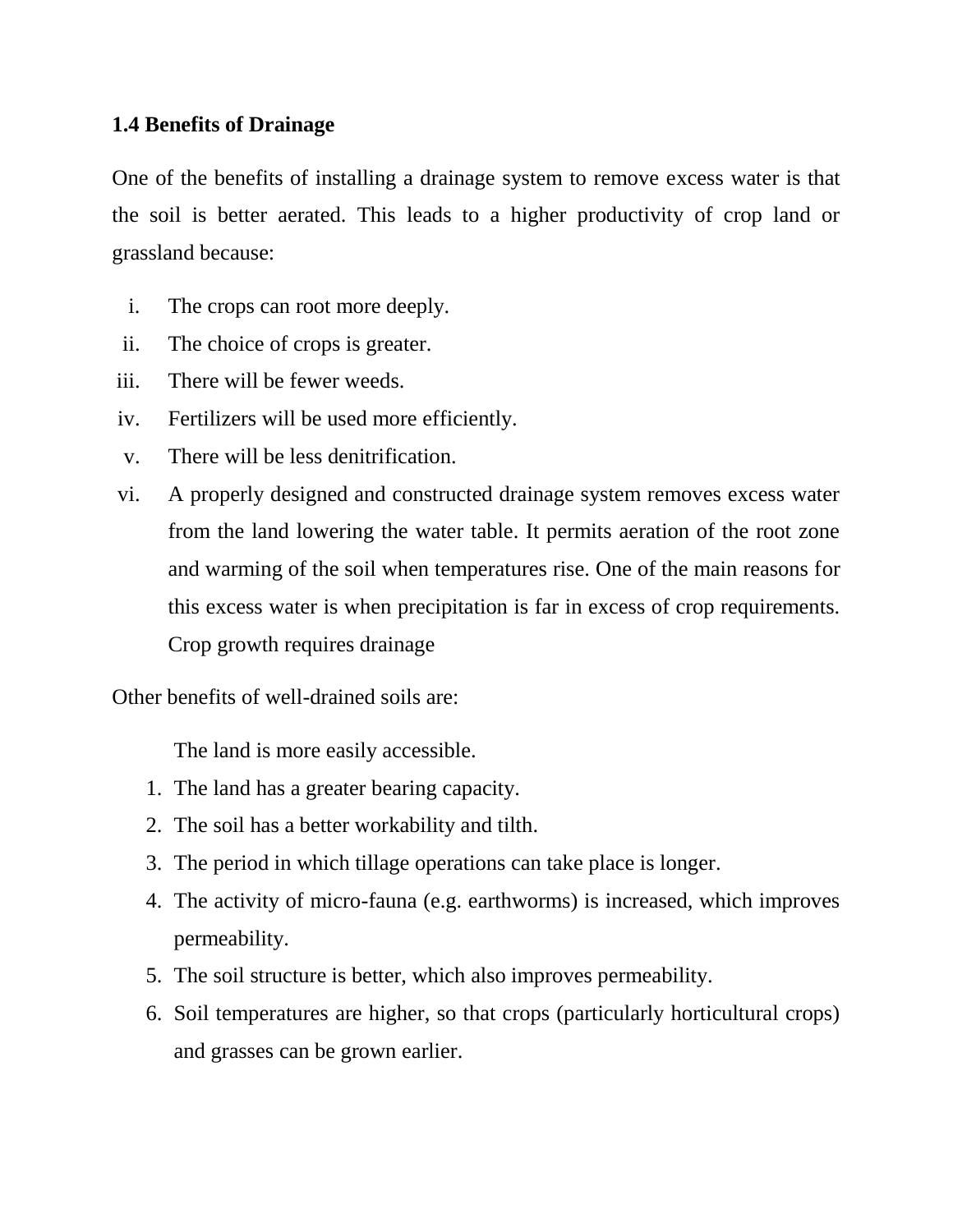### 1.4 Benefits of Drainage

One of the benefits of installing a drainage system to remove excess water is that the soil is better aerated. This leads to a higher productivity of crop land or grassland because:

i. The crops can root more deeply.
ii. The choice of crops is greater.
iii. There will be fewer weeds.
iv. Fertilizers will be used more efficiently.
v. There will be less denitrification.
vi. A properly designed and constructed drainage system removes excess water from the land lowering the water table. It permits aeration of the root zone and warming of the soil when temperatures rise. One of the main reasons for this excess water is when precipitation is far in excess of crop requirements. Crop growth requires drainage

Other benefits of well-drained soils are:

The land is more easily accessible.

1. The land has a greater bearing capacity.
2. The soil has a better workability and tilth.
3. The period in which tillage operations can take place is longer.
4. The activity of micro-fauna (e.g. earthworms) is increased, which improves permeability.
5. The soil structure is better, which also improves permeability.
6. Soil temperatures are higher, so that crops (particularly horticultural crops) and grasses can be grown earlier.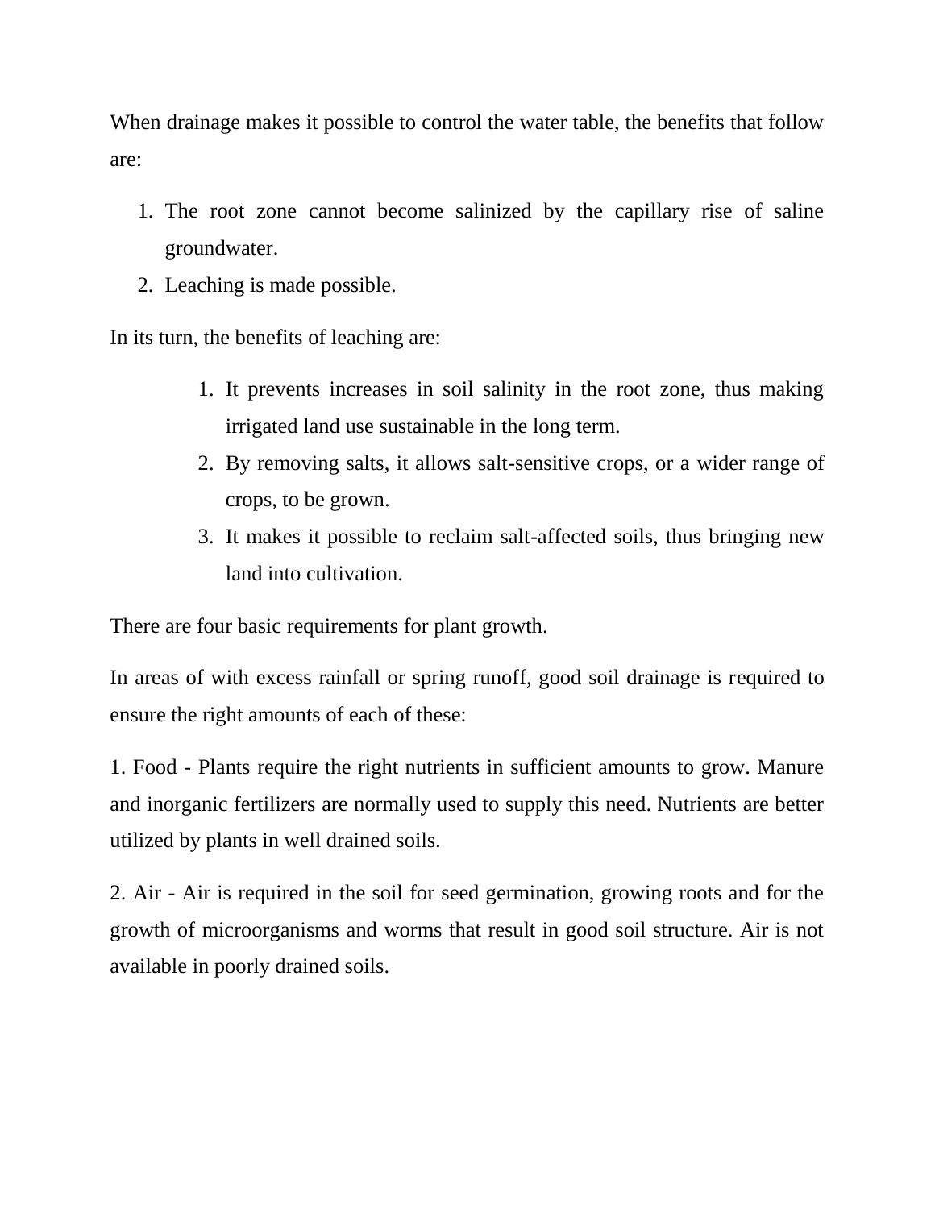When drainage makes it possible to control the water table, the benefits that follow are:

1. The root zone cannot become salinized by the capillary rise of saline groundwater.
2. Leaching is made possible.

In its turn, the benefits of leaching are:

1. It prevents increases in soil salinity in the root zone, thus making irrigated land use sustainable in the long term.
2. By removing salts, it allows salt-sensitive crops, or a wider range of crops, to be grown.
3. It makes it possible to reclaim salt-affected soils, thus bringing new land into cultivation.

There are four basic requirements for plant growth.

In areas of with excess rainfall or spring runoff, good soil drainage is required to ensure the right amounts of each of these:

1. Food - Plants require the right nutrients in sufficient amounts to grow. Manure and inorganic fertilizers are normally used to supply this need. Nutrients are better utilized by plants in well drained soils.

2. Air - Air is required in the soil for seed germination, growing roots and for the growth of microorganisms and worms that result in good soil structure. Air is not available in poorly drained soils.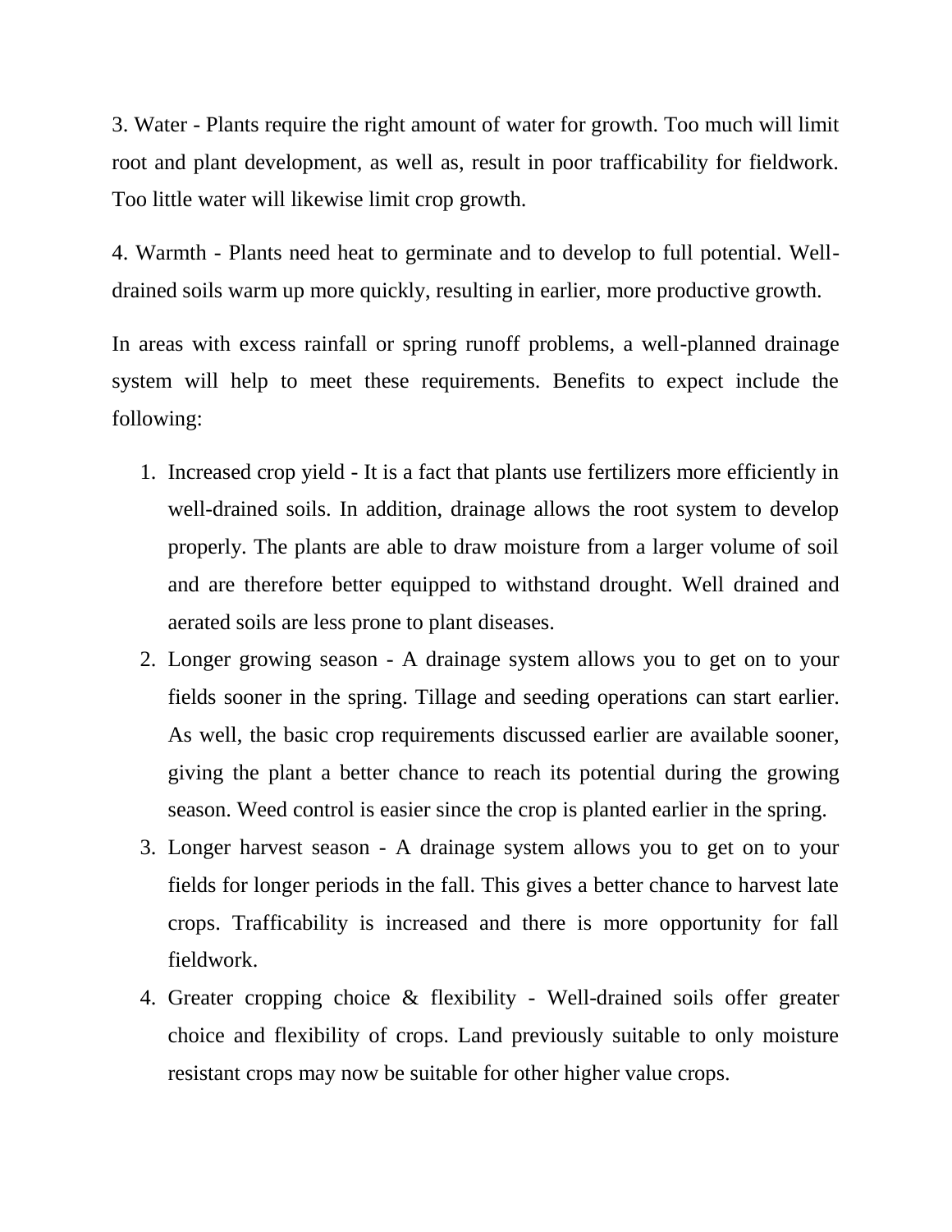3. Water - Plants require the right amount of water for growth. Too much will limit root and plant development, as well as, result in poor trafficability for fieldwork. Too little water will likewise limit crop growth.

4. Warmth - Plants need heat to germinate and to develop to full potential. Well-drained soils warm up more quickly, resulting in earlier, more productive growth.

In areas with excess rainfall or spring runoff problems, a well-planned drainage system will help to meet these requirements. Benefits to expect include the following:

1. Increased crop yield - It is a fact that plants use fertilizers more efficiently in well-drained soils. In addition, drainage allows the root system to develop properly. The plants are able to draw moisture from a larger volume of soil and are therefore better equipped to withstand drought. Well drained and aerated soils are less prone to plant diseases.
2. Longer growing season - A drainage system allows you to get on to your fields sooner in the spring. Tillage and seeding operations can start earlier. As well, the basic crop requirements discussed earlier are available sooner, giving the plant a better chance to reach its potential during the growing season. Weed control is easier since the crop is planted earlier in the spring.
3. Longer harvest season - A drainage system allows you to get on to your fields for longer periods in the fall. This gives a better chance to harvest late crops. Trafficability is increased and there is more opportunity for fall fieldwork.
4. Greater cropping choice & flexibility - Well-drained soils offer greater choice and flexibility of crops. Land previously suitable to only moisture resistant crops may now be suitable for other higher value crops.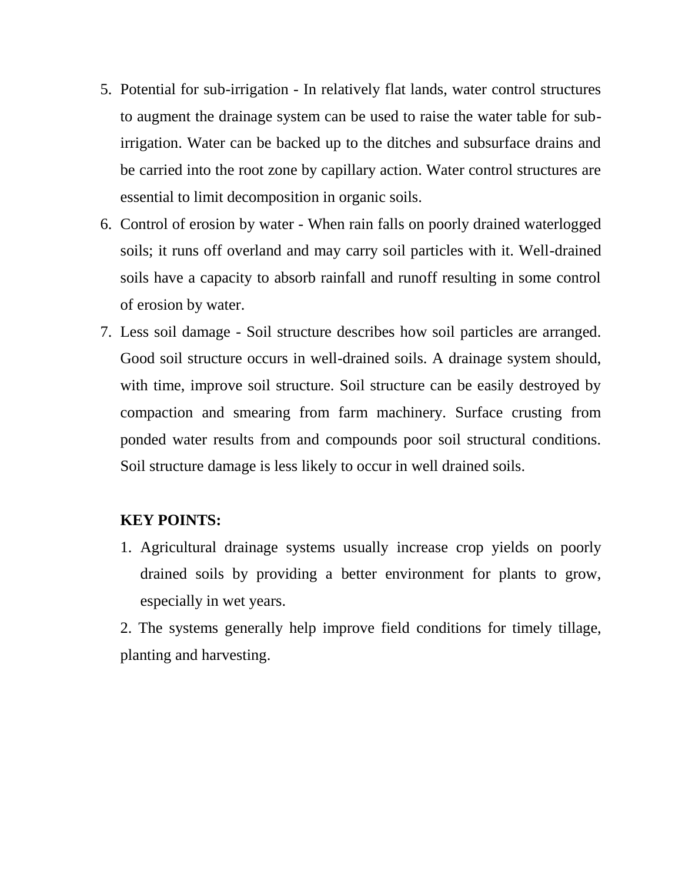5. Potential for sub-irrigation - In relatively flat lands, water control structures to augment the drainage system can be used to raise the water table for sub-irrigation. Water can be backed up to the ditches and subsurface drains and be carried into the root zone by capillary action. Water control structures are essential to limit decomposition in organic soils.
6. Control of erosion by water - When rain falls on poorly drained waterlogged soils; it runs off overland and may carry soil particles with it. Well-drained soils have a capacity to absorb rainfall and runoff resulting in some control of erosion by water.
7. Less soil damage - Soil structure describes how soil particles are arranged. Good soil structure occurs in well-drained soils. A drainage system should, with time, improve soil structure. Soil structure can be easily destroyed by compaction and smearing from farm machinery. Surface crusting from ponded water results from and compounds poor soil structural conditions. Soil structure damage is less likely to occur in well drained soils.

**KEY POINTS:**

1. Agricultural drainage systems usually increase crop yields on poorly drained soils by providing a better environment for plants to grow, especially in wet years.
2. The systems generally help improve field conditions for timely tillage, planting and harvesting.